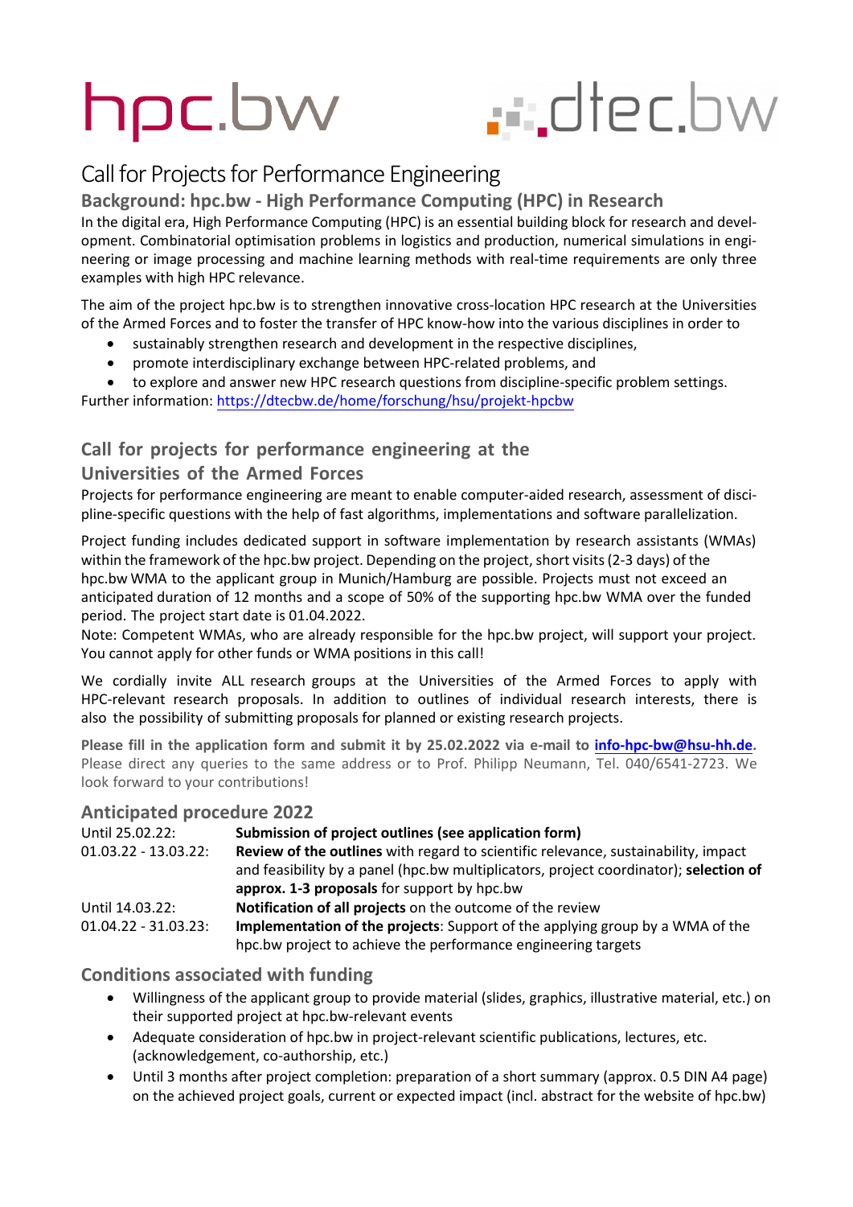hpc.bw dtec.bw

# Call for Projects for Performance Engineering

## Background: hpc.bw - High Performance Computing (HPC) in Research

In the digital era, High Performance Computing (HPC) is an essential building block for research and development. Combinatorial optimisation problems in logistics and production, numerical simulations in engineering or image processing and machine learning methods with real-time requirements are only three examples with high HPC relevance.

The aim of the project hpc.bw is to strengthen innovative cross-location HPC research at the Universities of the Armed Forces and to foster the transfer of HPC know-how into the various disciplines in order to

- sustainably strengthen research and development in the respective disciplines,
- promote interdisciplinary exchange between HPC-related problems, and
- to explore and answer new HPC research questions from discipline-specific problem settings.

Further information: https://dtecbw.de/home/forschung/hsu/projekt-hpcbw

## Call for projects for performance engineering at the Universities of the Armed Forces

Projects for performance engineering are meant to enable computer-aided research, assessment of discipline-specific questions with the help of fast algorithms, implementations and software parallelization.

Project funding includes dedicated support in software implementation by research assistants (WMAs) within the framework of the hpc.bw project. Depending on the project, short visits (2-3 days) of the hpc.bw WMA to the applicant group in Munich/Hamburg are possible. Projects must not exceed an anticipated duration of 12 months and a scope of 50% of the supporting hpc.bw WMA over the funded period. The project start date is 01.04.2022.

Note: Competent WMAs, who are already responsible for the hpc.bw project, will support your project. You cannot apply for other funds or WMA positions in this call!

We cordially invite ALL research groups at the Universities of the Armed Forces to apply with HPC-relevant research proposals. In addition to outlines of individual research interests, there is also the possibility of submitting proposals for planned or existing research projects.

**Please fill in the application form and submit it by 25.02.2022 via e-mail to info-hpc-bw@hsu-hh.de.** Please direct any queries to the same address or to Prof. Philipp Neumann, Tel. 040/6541-2723. We look forward to your contributions!

## Anticipated procedure 2022

| | |
|---|---|
| Until 25.02.22: | **Submission of project outlines (see application form)** |
| 01.03.22 - 13.03.22: | **Review of the outlines** with regard to scientific relevance, sustainability, impact and feasibility by a panel (hpc.bw multiplicators, project coordinator); **selection of approx. 1-3 proposals** for support by hpc.bw |
| Until 14.03.22: | **Notification of all projects** on the outcome of the review |
| 01.04.22 - 31.03.23: | **Implementation of the projects**: Support of the applying group by a WMA of the hpc.bw project to achieve the performance engineering targets |

## Conditions associated with funding

- Willingness of the applicant group to provide material (slides, graphics, illustrative material, etc.) on their supported project at hpc.bw-relevant events
- Adequate consideration of hpc.bw in project-relevant scientific publications, lectures, etc. (acknowledgement, co-authorship, etc.)
- Until 3 months after project completion: preparation of a short summary (approx. 0.5 DIN A4 page) on the achieved project goals, current or expected impact (incl. abstract for the website of hpc.bw)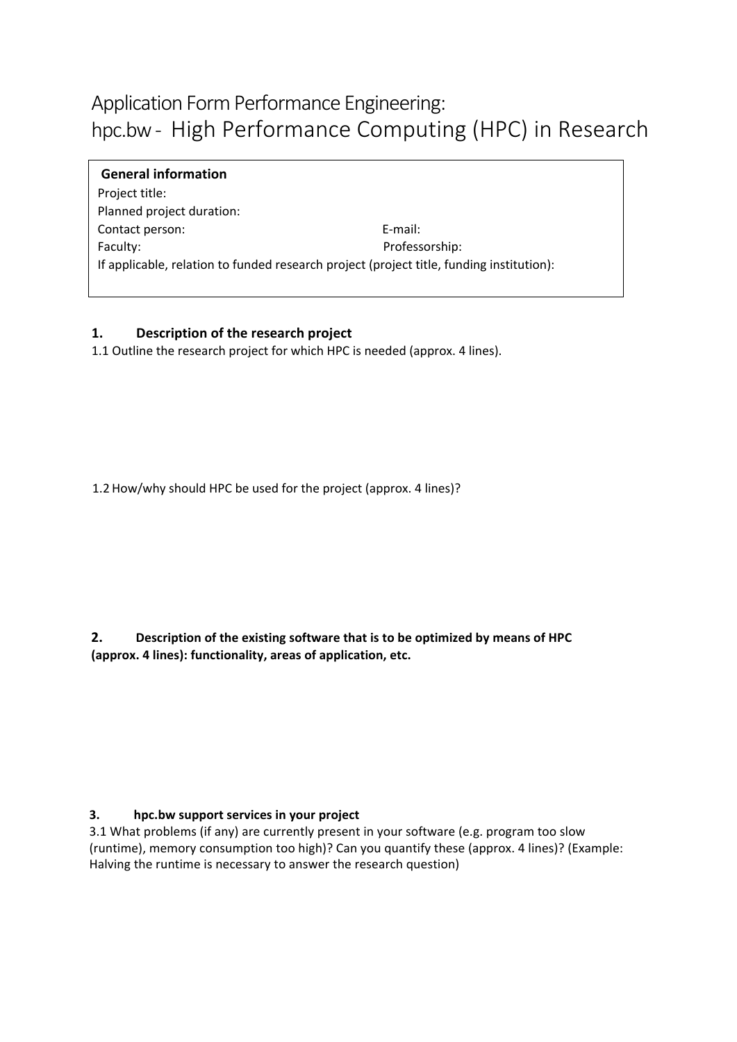# Application Form Performance Engineering:
# hpc.bw - High Performance Computing (HPC) in Research

**General information**

Project title:

Planned project duration:

Contact person: E-mail:

Faculty: Professorship:

If applicable, relation to funded research project (project title, funding institution):

## 1. Description of the research project

1.1 Outline the research project for which HPC is needed (approx. 4 lines).

1.2 How/why should HPC be used for the project (approx. 4 lines)?

## 2. Description of the existing software that is to be optimized by means of HPC (approx. 4 lines): functionality, areas of application, etc.

## 3. hpc.bw support services in your project

3.1 What problems (if any) are currently present in your software (e.g. program too slow (runtime), memory consumption too high)? Can you quantify these (approx. 4 lines)? (Example: Halving the runtime is necessary to answer the research question)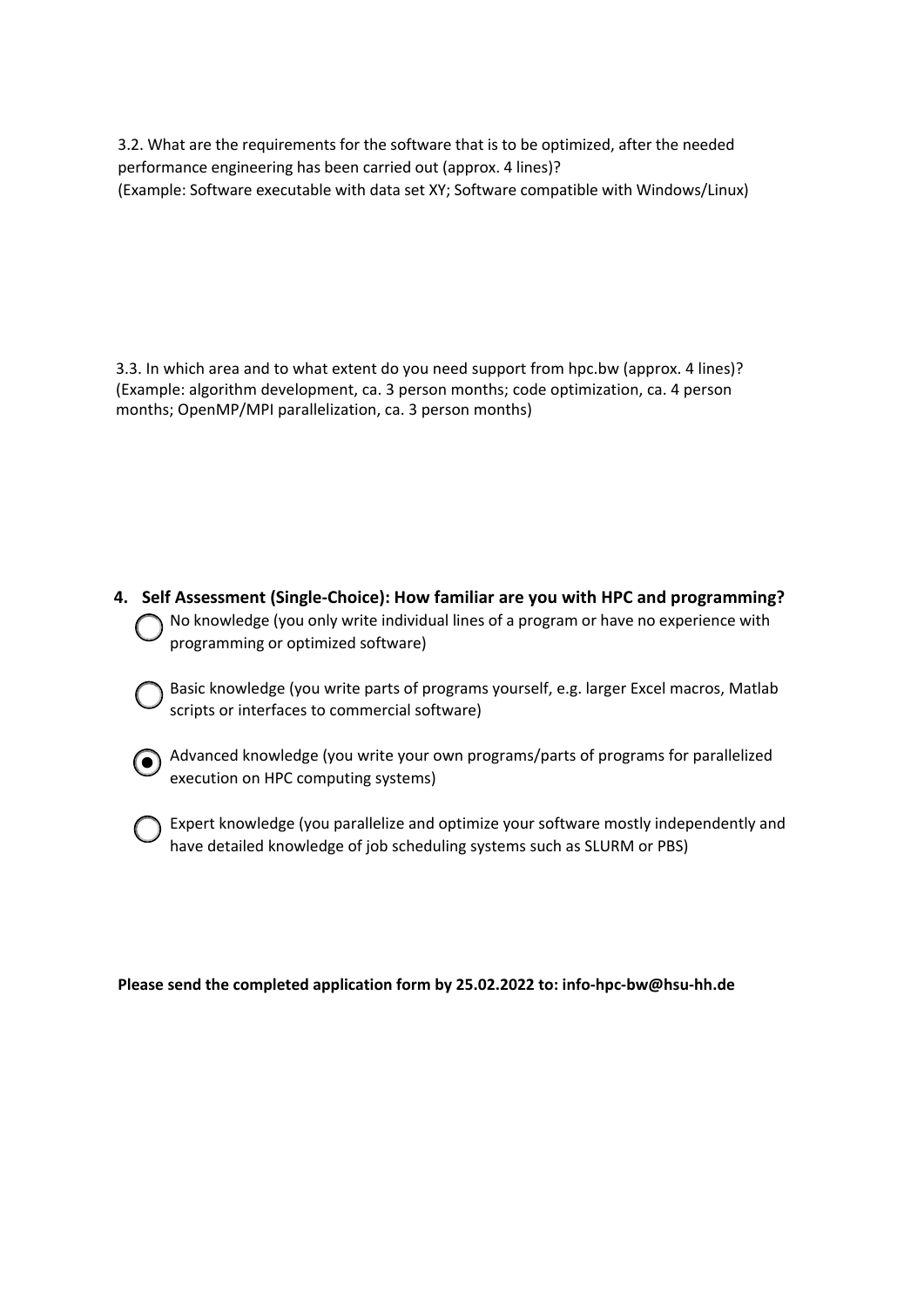3.2. What are the requirements for the software that is to be optimized, after the needed performance engineering has been carried out (approx. 4 lines)?
(Example: Software executable with data set XY; Software compatible with Windows/Linux)

3.3. In which area and to what extent do you need support from hpc.bw (approx. 4 lines)?
(Example: algorithm development, ca. 3 person months; code optimization, ca. 4 person months; OpenMP/MPI parallelization, ca. 3 person months)

## 4. Self Assessment (Single-Choice): How familiar are you with HPC and programming?

- ○ No knowledge (you only write individual lines of a program or have no experience with programming or optimized software)
- ○ Basic knowledge (you write parts of programs yourself, e.g. larger Excel macros, Matlab scripts or interfaces to commercial software)
- ◉ Advanced knowledge (you write your own programs/parts of programs for parallelized execution on HPC computing systems)
- ○ Expert knowledge (you parallelize and optimize your software mostly independently and have detailed knowledge of job scheduling systems such as SLURM or PBS)

**Please send the completed application form by 25.02.2022 to: info-hpc-bw@hsu-hh.de**